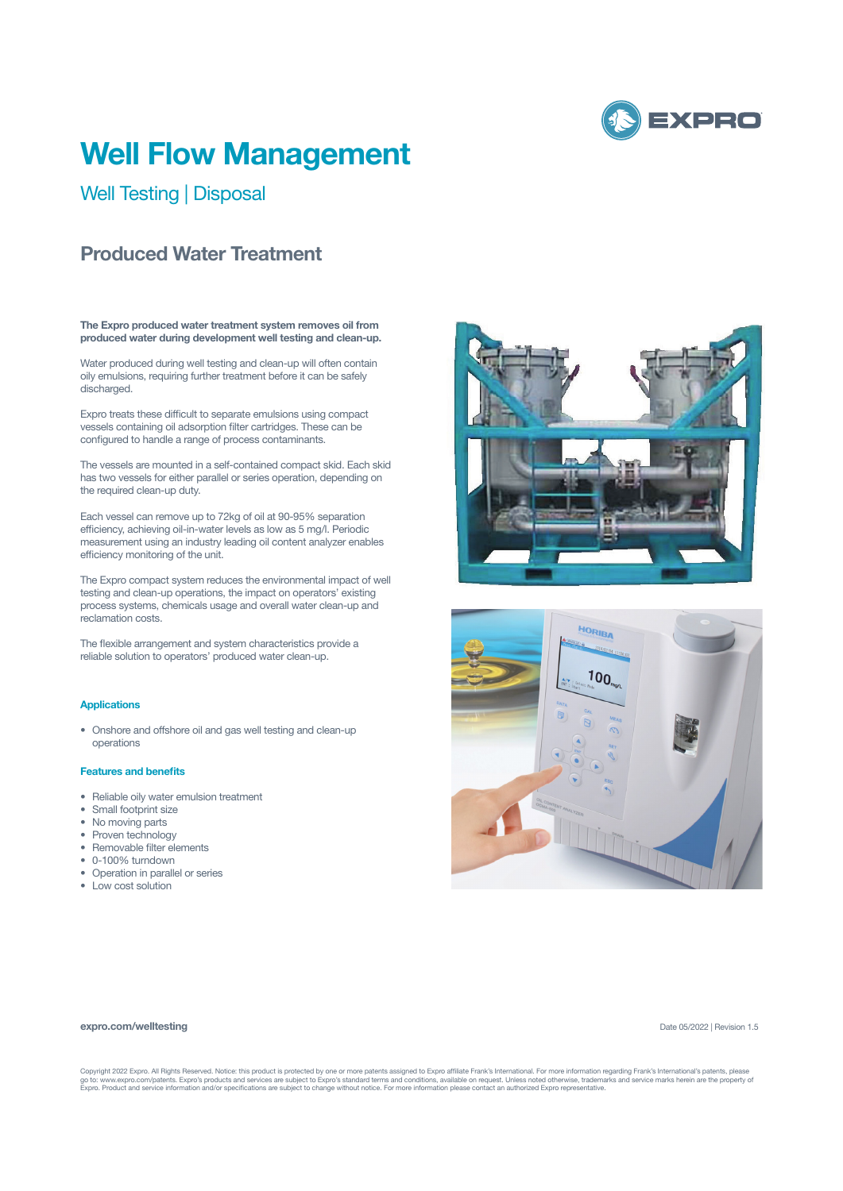# Well Flow Management

## Well Testing | Disposal

## Produced Water Treatment

**The Expro produced water treatment system removes oil from produced water during development well testing and clean-up.**

Water produced during well testing and clean-up will often contain oily emulsions, requiring further treatment before it can be safely discharged.

Expro treats these difficult to separate emulsions using compact vessels containing oil adsorption filter cartridges. These can be configured to handle a range of process contaminants.

The vessels are mounted in a self-contained compact skid. Each skid has two vessels for either parallel or series operation, depending on the required clean-up duty.

Each vessel can remove up to 72kg of oil at 90-95% separation efficiency, achieving oil-in-water levels as low as 5 mg/l. Periodic measurement using an industry leading oil content analyzer enables efficiency monitoring of the unit.

The Expro compact system reduces the environmental impact of well testing and clean-up operations, the impact on operators' existing process systems, chemicals usage and overall water clean-up and reclamation costs.

The flexible arrangement and system characteristics provide a reliable solution to operators' produced water clean-up.

### Applications

- Onshore and offshore oil and gas well testing and clean-up operations

### Features and benefits

- Reliable oily water emulsion treatment
- Small footprint size
- No moving parts
- Proven technology
- Removable filter elements
- 0-100% turndown
- Operation in parallel or series
- Low cost solution

**expro.com/welltesting**

Date 05/2022 | Revision 1.5

Copyright 2022 Expro. All Rights Reserved. Notice: this product is protected by one or more patents assigned to Expro affiliate Frank's International. For more information regarding Frank's International's patents, please go to: www.expro.com/patents. Expro's products and services are subject to Expro's standard terms and conditions, available on request. Unless noted otherwise, trademarks and service marks herein are the property of Expro. Product and service information and/or specifications are subject to change without notice. For more information please contact an authorized Expro representative.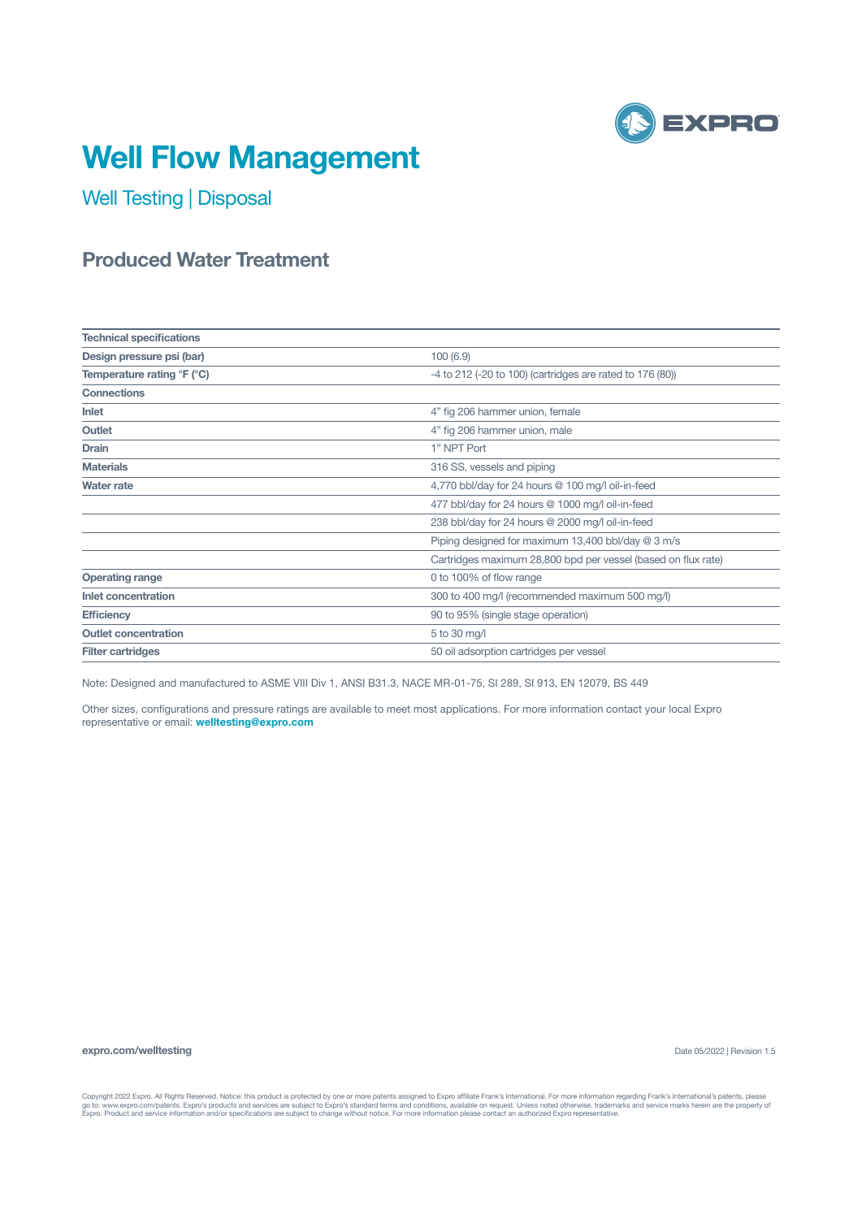# Well Flow Management

Well Testing | Disposal

## Produced Water Treatment

| Technical specifications | |
|---|---|
| **Design pressure psi (bar)** | 100 (6.9) |
| **Temperature rating °F (°C)** | -4 to 212 (-20 to 100) (cartridges are rated to 176 (80)) |
| **Connections** | |
| **Inlet** | 4" fig 206 hammer union, female |
| **Outlet** | 4" fig 206 hammer union, male |
| **Drain** | 1" NPT Port |
| **Materials** | 316 SS, vessels and piping |
| **Water rate** | 4,770 bbl/day for 24 hours @ 100 mg/l oil-in-feed |
| | 477 bbl/day for 24 hours @ 1000 mg/l oil-in-feed |
| | 238 bbl/day for 24 hours @ 2000 mg/l oil-in-feed |
| | Piping designed for maximum 13,400 bbl/day @ 3 m/s |
| | Cartridges maximum 28,800 bpd per vessel (based on flux rate) |
| **Operating range** | 0 to 100% of flow range |
| **Inlet concentration** | 300 to 400 mg/l (recommended maximum 500 mg/l) |
| **Efficiency** | 90 to 95% (single stage operation) |
| **Outlet concentration** | 5 to 30 mg/l |
| **Filter cartridges** | 50 oil adsorption cartridges per vessel |

Note: Designed and manufactured to ASME VIII Div 1, ANSI B31.3, NACE MR-01-75, SI 289, SI 913, EN 12079, BS 449

Other sizes, configurations and pressure ratings are available to meet most applications. For more information contact your local Expro representative or email: **welltesting@expro.com**

**expro.com/welltesting**

Date 05/2022 | Revision 1.5

Copyright 2022 Expro. All Rights Reserved. Notice: this product is protected by one or more patents assigned to Expro affiliate Frank's International. For more information regarding Frank's International's patents, please go to: www.expro.com/patents. Expro's products and services are subject to Expro's standard terms and conditions, available on request. Unless noted otherwise, trademarks and service marks herein are the property of Expro. Product and service information and/or specifications are subject to change without notice. For more information please contact an authorized Expro representative.